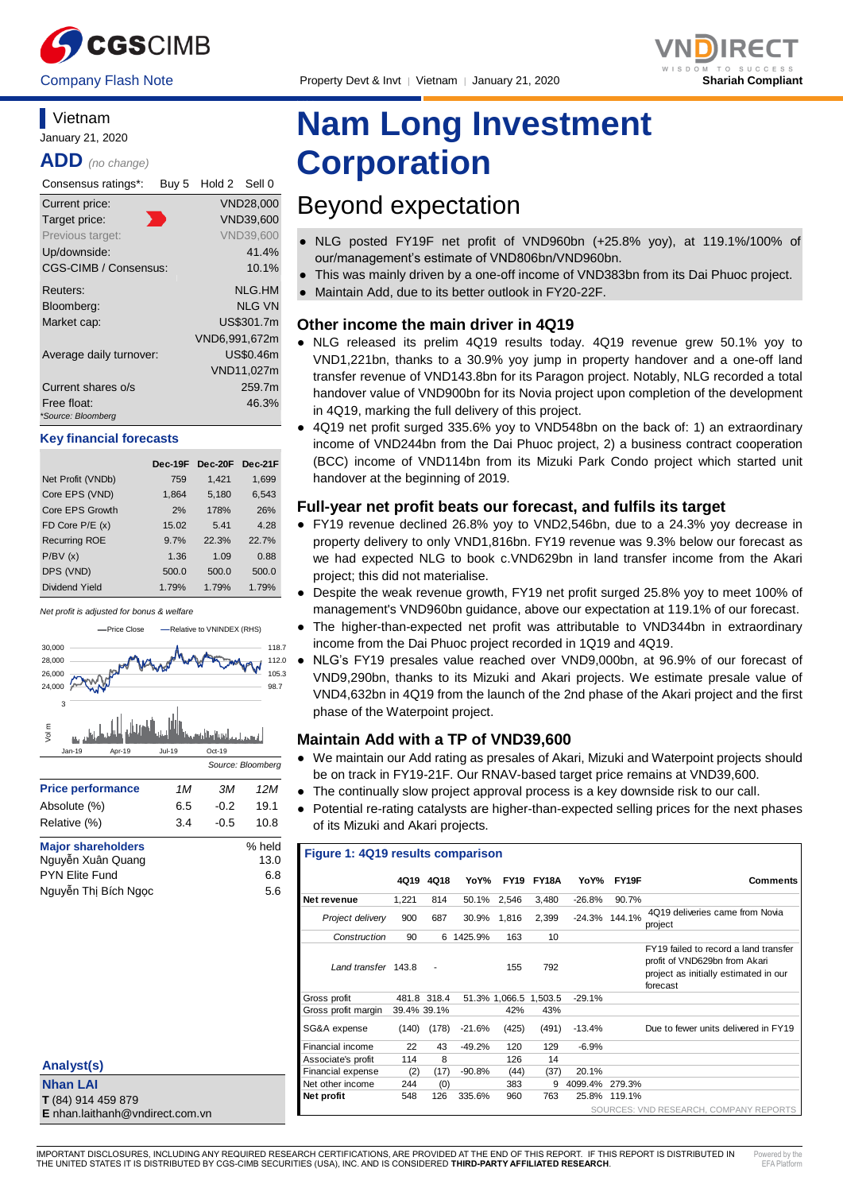Company Flash Note | Property Devt & Invt | Vietnam | January 21, 2020

Shariah Compliant

# Nam Long Investment Corporation

## Beyond expectation

- NLG posted FY19F net profit of VND960bn (+25.8% yoy), at 119.1%/100% of our/management's estimate of VND806bn/VND960bn.
- This was mainly driven by a one-off income of VND383bn from its Dai Phuoc project.
- Maintain Add, due to its better outlook in FY20-22F.

### Other income the main driver in 4Q19

- NLG released its prelim 4Q19 results today. 4Q19 revenue grew 50.1% yoy to VND1,221bn, thanks to a 30.9% yoy jump in property handover and a one-off land transfer revenue of VND143.8bn for its Paragon project. Notably, NLG recorded a total handover value of VND900bn for its Novia project upon completion of the development in 4Q19, marking the full delivery of this project.
- 4Q19 net profit surged 335.6% yoy to VND548bn on the back of: 1) an extraordinary income of VND244bn from the Dai Phuoc project, 2) a business contract cooperation (BCC) income of VND114bn from its Mizuki Park Condo project which started unit handover at the beginning of 2019.

### Full-year net profit beats our forecast, and fulfils its target

- FY19 revenue declined 26.8% yoy to VND2,546bn, due to a 24.3% yoy decrease in property delivery to only VND1,816bn. FY19 revenue was 9.3% below our forecast as we had expected NLG to book c.VND629bn in land transfer income from the Akari project; this did not materialise.
- Despite the weak revenue growth, FY19 net profit surged 25.8% yoy to meet 100% of management's VND960bn guidance, above our expectation at 119.1% of our forecast.
- The higher-than-expected net profit was attributable to VND344bn in extraordinary income from the Dai Phuoc project recorded in 1Q19 and 4Q19.
- NLG's FY19 presales value reached over VND9,000bn, at 96.9% of our forecast of VND9,290bn, thanks to its Mizuki and Akari projects. We estimate presale value of VND4,632bn in 4Q19 from the launch of the 2nd phase of the Akari project and the first phase of the Waterpoint project.

### Maintain Add with a TP of VND39,600

- We maintain our Add rating as presales of Akari, Mizuki and Waterpoint projects should be on track in FY19-21F. Our RNAV-based target price remains at VND39,600.
- The continually slow project approval process is a key downside risk to our call.
- Potential re-rating catalysts are higher-than-expected selling prices for the next phases of its Mizuki and Akari projects.

**Figure 1: 4Q19 results comparison**

| | 4Q19 | 4Q18 | YoY% | FY19 | FY18A | YoY% | FY19F | Comments |
|---|---|---|---|---|---|---|---|---|
| **Net revenue** | 1,221 | 814 | 50.1% | 2,546 | 3,480 | -26.8% | 90.7% | |
| *Project delivery* | 900 | 687 | 30.9% | 1,816 | 2,399 | -24.3% | 144.1% | 4Q19 deliveries came from Novia project |
| *Construction* | 90 | 6 | 1425.9% | 163 | 10 | | | |
| *Land transfer* | 143.8 | - | | 155 | 792 | | | FY19 failed to record a land transfer profit of VND629bn from Akari project as initially estimated in our forecast |
| Gross profit | 481.8 | 318.4 | 51.3% | 1,066.5 | 1,503.5 | -29.1% | | |
| Gross profit margin | 39.4% | 39.1% | | 42% | 43% | | | |
| SG&A expense | (140) | (178) | -21.6% | (425) | (491) | -13.4% | | Due to fewer units delivered in FY19 |
| Financial income | 22 | 43 | -49.2% | 120 | 129 | -6.9% | | |
| Associate's profit | 114 | 8 | | 126 | 14 | | | |
| Financial expense | (2) | (17) | -90.8% | (44) | (37) | 20.1% | | |
| Net other income | 244 | (0) | | 383 | 9 | 4099.4% | 279.3% | |
| **Net profit** | 548 | 126 | 335.6% | 960 | 763 | 25.8% | 119.1% | |

SOURCES: VND RESEARCH, COMPANY REPORTS

---

**Vietnam**
January 21, 2020

**ADD** *(no change)*

| Consensus ratings*: | Buy 5 | Hold 2 | Sell 0 |
|---|---|---|---|

| | |
|---|---|
| Current price: | VND28,000 |
| Target price: | VND39,600 |
| Previous target: | VND39,600 |
| Up/downside: | 41.4% |
| CGS-CIMB / Consensus: | 10.1% |
| Reuters: | NLG.HM |
| Bloomberg: | NLG VN |
| Market cap: | US$301.7m |
| | VND6,991,672m |
| Average daily turnover: | US$0.46m |
| | VND11,027m |
| Current shares o/s | 259.7m |
| Free float: | 46.3% |

*Source: Bloomberg

**Key financial forecasts**

| | Dec-19F | Dec-20F | Dec-21F |
|---|---|---|---|
| Net Profit (VNDb) | 759 | 1,421 | 1,699 |
| Core EPS (VND) | 1,864 | 5,180 | 6,543 |
| Core EPS Growth | 2% | 178% | 26% |
| FD Core P/E (x) | 15.02 | 5.41 | 4.28 |
| Recurring ROE | 9.7% | 22.3% | 22.7% |
| P/BV (x) | 1.36 | 1.09 | 0.88 |
| DPS (VND) | 500.0 | 500.0 | 500.0 |
| Dividend Yield | 1.79% | 1.79% | 1.79% |

Net profit is adjusted for bonus & welfare

Source: Bloomberg

**Price performance**

| | 1M | 3M | 12M |
|---|---|---|---|
| Absolute (%) | 6.5 | -0.2 | 19.1 |
| Relative (%) | 3.4 | -0.5 | 10.8 |

**Major shareholders**

| | % held |
|---|---|
| Nguyễn Xuân Quang | 13.0 |
| PYN Elite Fund | 6.8 |
| Nguyễn Thị Bích Ngọc | 5.6 |

**Analyst(s)**

**Nhan LAI**
**T** (84) 914 459 879
**E** nhan.laithanh@vndirect.com.vn

IMPORTANT DISCLOSURES, INCLUDING ANY REQUIRED RESEARCH CERTIFICATIONS, ARE PROVIDED AT THE END OF THIS REPORT. IF THIS REPORT IS DISTRIBUTED IN THE UNITED STATES IT IS DISTRIBUTED BY CGS-CIMB SECURITIES (USA), INC. AND IS CONSIDERED **THIRD-PARTY AFFILIATED RESEARCH**.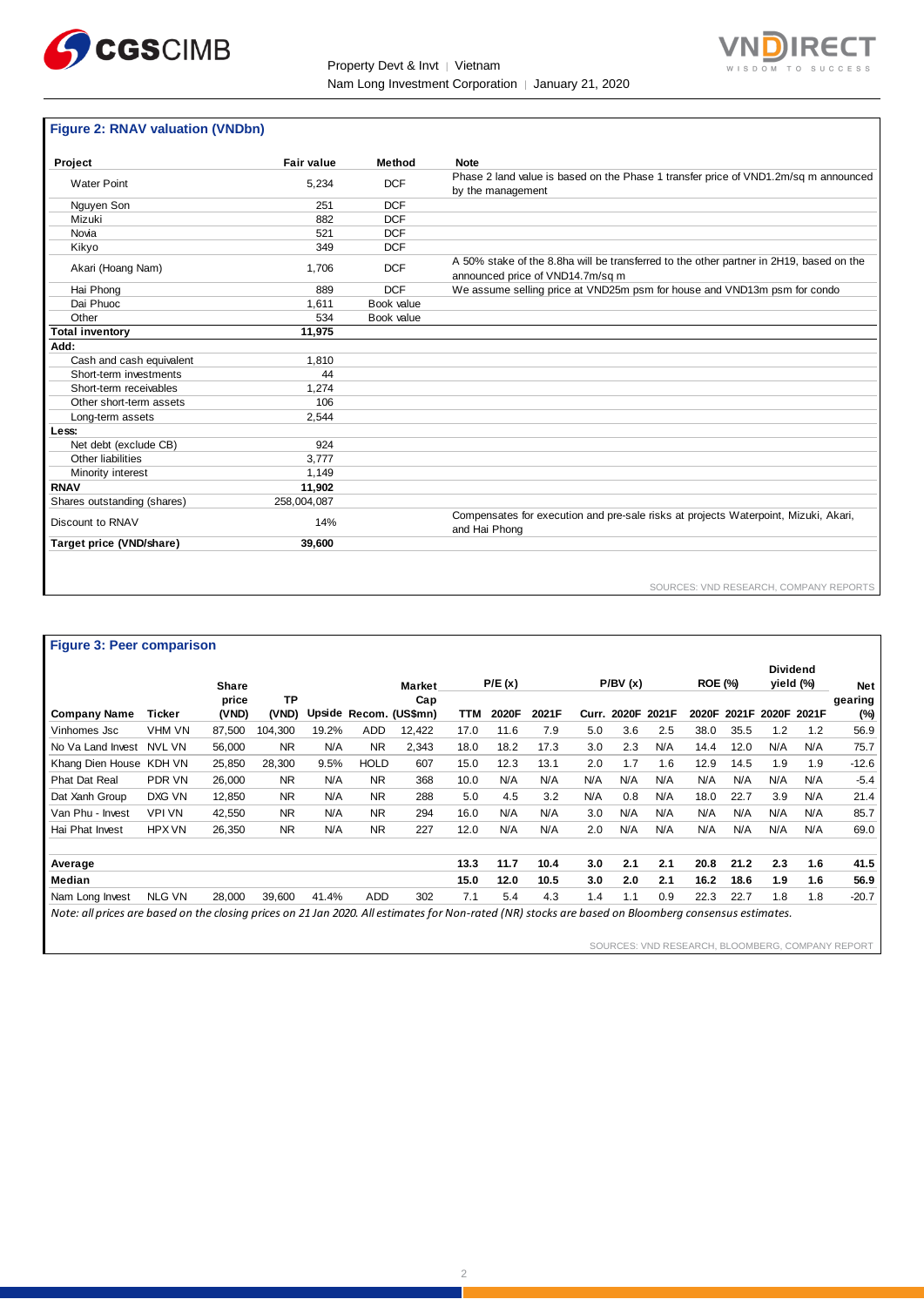### Figure 2: RNAV valuation (VNDbn)

| Project | Fair value | Method | Note |
|---|---|---|---|
| Water Point | 5,234 | DCF | Phase 2 land value is based on the Phase 1 transfer price of VND1.2m/sq m announced by the management |
| Nguyen Son | 251 | DCF | |
| Mizuki | 882 | DCF | |
| Novia | 521 | DCF | |
| Kikyo | 349 | DCF | |
| Akari (Hoang Nam) | 1,706 | DCF | A 50% stake of the 8.8ha will be transferred to the other partner in 2H19, based on the announced price of VND14.7m/sq m |
| Hai Phong | 889 | DCF | We assume selling price at VND25m psm for house and VND13m psm for condo |
| Dai Phuoc | 1,611 | Book value | |
| Other | 534 | Book value | |
| **Total inventory** | **11,975** | | |
| **Add:** | | | |
| Cash and cash equivalent | 1,810 | | |
| Short-term investments | 44 | | |
| Short-term receivables | 1,274 | | |
| Other short-term assets | 106 | | |
| Long-term assets | 2,544 | | |
| **Less:** | | | |
| Net debt (exclude CB) | 924 | | |
| Other liabilities | 3,777 | | |
| Minority interest | 1,149 | | |
| **RNAV** | **11,902** | | |
| Shares outstanding (shares) | 258,004,087 | | |
| Discount to RNAV | 14% | | Compensates for execution and pre-sale risks at projects Waterpoint, Mizuki, Akari, and Hai Phong |
| **Target price (VND/share)** | **39,600** | | |

SOURCES: VND RESEARCH, COMPANY REPORTS

### Figure 3: Peer comparison

| Company Name | Ticker | Share price (VND) | TP (VND) | Upside | Recom. | Market Cap (US$mn) | P/E (x) TTM | P/E (x) 2020F | P/E (x) 2021F | P/BV (x) Curr. | P/BV (x) 2020F | P/BV (x) 2021F | ROE (%) 2020F | ROE (%) 2021F | Dividend yield (%) 2020F | Dividend yield (%) 2021F | Net gearing (%) |
|---|---|---|---|---|---|---|---|---|---|---|---|---|---|---|---|---|---|
| Vinhomes Jsc | VHM VN | 87,500 | 104,300 | 19.2% | ADD | 12,422 | 17.0 | 11.6 | 7.9 | 5.0 | 3.6 | 2.5 | 38.0 | 35.5 | 1.2 | 1.2 | 56.9 |
| No Va Land Invest | NVL VN | 56,000 | NR | N/A | NR | 2,343 | 18.0 | 18.2 | 17.3 | 3.0 | 2.3 | N/A | 14.4 | 12.0 | N/A | N/A | 75.7 |
| Khang Dien House | KDH VN | 25,850 | 28,300 | 9.5% | HOLD | 607 | 15.0 | 12.3 | 13.1 | 2.0 | 1.7 | 1.6 | 12.9 | 14.5 | 1.9 | 1.9 | -12.6 |
| Phat Dat Real | PDR VN | 26,000 | NR | N/A | NR | 368 | 10.0 | N/A | N/A | N/A | N/A | N/A | N/A | N/A | N/A | N/A | -5.4 |
| Dat Xanh Group | DXG VN | 12,850 | NR | N/A | NR | 288 | 5.0 | 4.5 | 3.2 | N/A | 0.8 | N/A | 18.0 | 22.7 | 3.9 | N/A | 21.4 |
| Van Phu - Invest | VPI VN | 42,550 | NR | N/A | NR | 294 | 16.0 | N/A | N/A | 3.0 | N/A | N/A | N/A | N/A | N/A | N/A | 85.7 |
| Hai Phat Invest | HPX VN | 26,350 | NR | N/A | NR | 227 | 12.0 | N/A | N/A | 2.0 | N/A | N/A | N/A | N/A | N/A | N/A | 69.0 |
| **Average** | | | | | | | **13.3** | **11.7** | **10.4** | **3.0** | **2.1** | **2.1** | **20.8** | **21.2** | **2.3** | **1.6** | **41.5** |
| **Median** | | | | | | | **15.0** | **12.0** | **10.5** | **3.0** | **2.0** | **2.1** | **16.2** | **18.6** | **1.9** | **1.6** | **56.9** |
| Nam Long Invest | NLG VN | 28,000 | 39,600 | 41.4% | ADD | 302 | 7.1 | 5.4 | 4.3 | 1.4 | 1.1 | 0.9 | 22.3 | 22.7 | 1.8 | 1.8 | -20.7 |

*Note: all prices are based on the closing prices on 21 Jan 2020. All estimates for Non-rated (NR) stocks are based on Bloomberg consensus estimates.*

SOURCES: VND RESEARCH, BLOOMBERG, COMPANY REPORT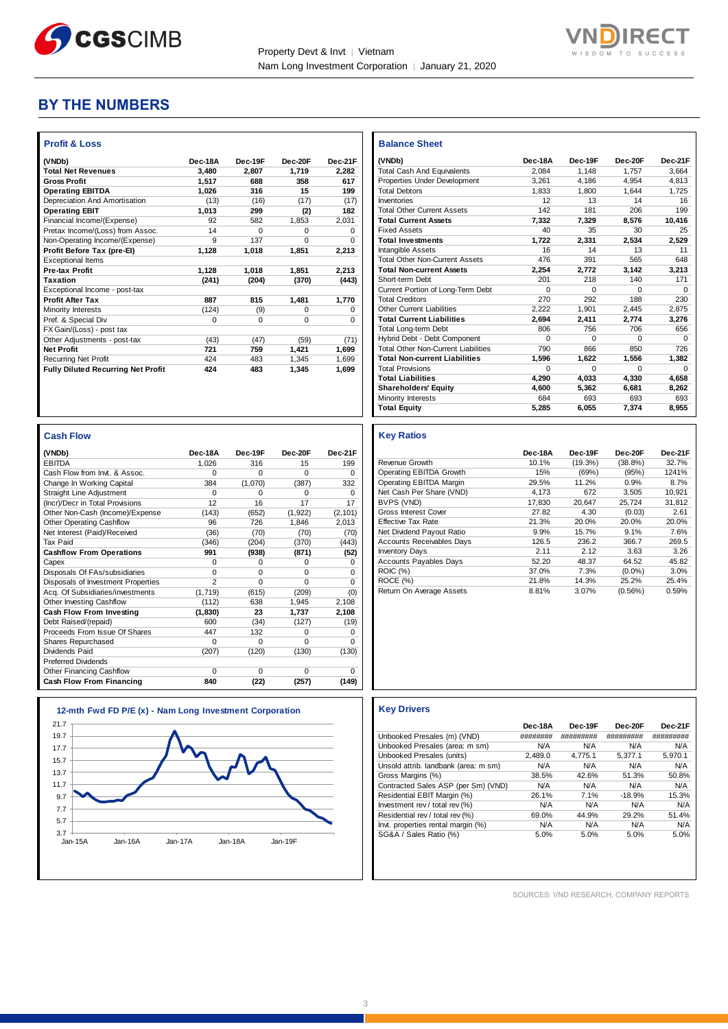# BY THE NUMBERS

### Profit & Loss

| (VNDb) | Dec-18A | Dec-19F | Dec-20F | Dec-21F |
|---|---|---|---|---|
| **Total Net Revenues** | **3,480** | **2,807** | **1,719** | **2,282** |
| **Gross Profit** | **1,517** | **688** | **358** | **617** |
| **Operating EBITDA** | **1,026** | **316** | **15** | **199** |
| Depreciation And Amortisation | (13) | (16) | (17) | (17) |
| **Operating EBIT** | **1,013** | **299** | **(2)** | **182** |
| Financial Income/(Expense) | 92 | 582 | 1,853 | 2,031 |
| Pretax Income/(Loss) from Assoc. | 14 | 0 | 0 | 0 |
| Non-Operating Income/(Expense) | 9 | 137 | 0 | 0 |
| **Profit Before Tax (pre-EI)** | **1,128** | **1,018** | **1,851** | **2,213** |
| Exceptional Items | | | | |
| **Pre-tax Profit** | **1,128** | **1,018** | **1,851** | **2,213** |
| **Taxation** | **(241)** | **(204)** | **(370)** | **(443)** |
| Exceptional Income - post-tax | | | | |
| **Profit After Tax** | **887** | **815** | **1,481** | **1,770** |
| Minority Interests | (124) | (9) | 0 | 0 |
| Pref. & Special Div | 0 | 0 | 0 | 0 |
| FX Gain/(Loss) - post tax | | | | |
| Other Adjustments - post-tax | (43) | (47) | (59) | (71) |
| **Net Profit** | **721** | **759** | **1,421** | **1,699** |
| Recurring Net Profit | 424 | 483 | 1,345 | 1,699 |
| **Fully Diluted Recurring Net Profit** | **424** | **483** | **1,345** | **1,699** |

### Balance Sheet

| (VNDb) | Dec-18A | Dec-19F | Dec-20F | Dec-21F |
|---|---|---|---|---|
| Total Cash And Equivalents | 2,084 | 1,148 | 1,757 | 3,664 |
| Properties Under Development | 3,261 | 4,186 | 4,954 | 4,813 |
| Total Debtors | 1,833 | 1,800 | 1,644 | 1,725 |
| Inventories | 12 | 13 | 14 | 16 |
| Total Other Current Assets | 142 | 181 | 206 | 199 |
| **Total Current Assets** | **7,332** | **7,329** | **8,576** | **10,416** |
| Fixed Assets | 40 | 35 | 30 | 25 |
| **Total Investments** | **1,722** | **2,331** | **2,534** | **2,529** |
| Intangible Assets | 16 | 14 | 13 | 11 |
| Total Other Non-Current Assets | 476 | 391 | 565 | 648 |
| **Total Non-current Assets** | **2,254** | **2,772** | **3,142** | **3,213** |
| Short-term Debt | 201 | 218 | 140 | 171 |
| Current Portion of Long-Term Debt | 0 | 0 | 0 | 0 |
| Total Creditors | 270 | 292 | 188 | 230 |
| Other Current Liabilities | 2,222 | 1,901 | 2,445 | 2,875 |
| **Total Current Liabilities** | **2,694** | **2,411** | **2,774** | **3,276** |
| Total Long-term Debt | 806 | 756 | 706 | 656 |
| Hybrid Debt - Debt Component | 0 | 0 | 0 | 0 |
| Total Other Non-Current Liabilities | 790 | 866 | 850 | 726 |
| **Total Non-current Liabilities** | **1,596** | **1,622** | **1,556** | **1,382** |
| Total Provisions | 0 | 0 | 0 | 0 |
| **Total Liabilities** | **4,290** | **4,033** | **4,330** | **4,658** |
| **Shareholders' Equity** | **4,600** | **5,362** | **6,681** | **8,262** |
| Minority Interests | 684 | 693 | 693 | 693 |
| **Total Equity** | **5,285** | **6,055** | **7,374** | **8,955** |

### Cash Flow

| (VNDb) | Dec-18A | Dec-19F | Dec-20F | Dec-21F |
|---|---|---|---|---|
| EBITDA | 1,026 | 316 | 15 | 199 |
| Cash Flow from Invt. & Assoc. | 0 | 0 | 0 | 0 |
| Change In Working Capital | 384 | (1,070) | (387) | 332 |
| Straight Line Adjustment | 0 | 0 | 0 | 0 |
| (Incr)/Decr in Total Provisions | 12 | 16 | 17 | 17 |
| Other Non-Cash (Income)/Expense | (143) | (652) | (1,922) | (2,101) |
| Other Operating Cashflow | 96 | 726 | 1,846 | 2,013 |
| Net Interest (Paid)/Received | (36) | (70) | (70) | (70) |
| Tax Paid | (346) | (204) | (370) | (443) |
| **Cashflow From Operations** | **991** | **(938)** | **(871)** | **(52)** |
| Capex | 0 | 0 | 0 | 0 |
| Disposals Of FAs/subsidiaries | 0 | 0 | 0 | 0 |
| Disposals of Investment Properties | 2 | 0 | 0 | 0 |
| Acq. Of Subsidiaries/investments | (1,719) | (615) | (209) | (0) |
| Other Investing Cashflow | (112) | 638 | 1,945 | 2,108 |
| **Cash Flow From Investing** | **(1,830)** | **23** | **1,737** | **2,108** |
| Debt Raised/(repaid) | 600 | (34) | (127) | (19) |
| Proceeds From Issue Of Shares | 447 | 132 | 0 | 0 |
| Shares Repurchased | 0 | 0 | 0 | 0 |
| Dividends Paid | (207) | (120) | (130) | (130) |
| Preferred Dividends | | | | |
| Other Financing Cashflow | 0 | 0 | 0 | 0 |
| **Cash Flow From Financing** | **840** | **(22)** | **(257)** | **(149)** |

### Key Ratios

| | Dec-18A | Dec-19F | Dec-20F | Dec-21F |
|---|---|---|---|---|
| Revenue Growth | 10.1% | (19.3%) | (38.8%) | 32.7% |
| Operating EBITDA Growth | 15% | (69%) | (95%) | 1241% |
| Operating EBITDA Margin | 29.5% | 11.2% | 0.9% | 8.7% |
| Net Cash Per Share (VND) | 4,173 | 672 | 3,505 | 10,921 |
| BVPS (VND) | 17,830 | 20,647 | 25,724 | 31,812 |
| Gross Interest Cover | 27.82 | 4.30 | (0.03) | 2.61 |
| Effective Tax Rate | 21.3% | 20.0% | 20.0% | 20.0% |
| Net Dividend Payout Ratio | 9.9% | 15.7% | 9.1% | 7.6% |
| Accounts Receivables Days | 126.5 | 236.2 | 366.7 | 269.5 |
| Inventory Days | 2.11 | 2.12 | 3.63 | 3.26 |
| Accounts Payables Days | 52.20 | 48.37 | 64.52 | 45.82 |
| ROIC (%) | 37.0% | 7.3% | (0.0%) | 3.0% |
| ROCE (%) | 21.8% | 14.3% | 25.2% | 25.4% |
| Return On Average Assets | 8.81% | 3.07% | (0.56%) | 0.59% |

### 12-mth Fwd FD P/E (x) - Nam Long Investment Corporation

### Key Drivers

| | Dec-18A | Dec-19F | Dec-20F | Dec-21F |
|---|---|---|---|---|
| Unbooked Presales (m) (VND) | ######## | ######### | ######### | ######### |
| Unbooked Presales (area: m sm) | N/A | N/A | N/A | N/A |
| Unbooked Presales (units) | 2,489.0 | 4,775.1 | 5,377.1 | 5,970.1 |
| Unsold attrib. landbank (area: m sm) | N/A | N/A | N/A | N/A |
| Gross Margins (%) | 38.5% | 42.6% | 51.3% | 50.8% |
| Contracted Sales ASP (per Sm) (VND) | N/A | N/A | N/A | N/A |
| Residential EBIT Margin (%) | 26.1% | 7.1% | -18.9% | 15.3% |
| Investment rev / total rev (%) | N/A | N/A | N/A | N/A |
| Residential rev / total rev (%) | 69.0% | 44.9% | 29.2% | 51.4% |
| Invt. properties rental margin (%) | N/A | N/A | N/A | N/A |
| SG&A / Sales Ratio (%) | 5.0% | 5.0% | 5.0% | 5.0% |

SOURCES: VND RESEARCH, COMPANY REPORTS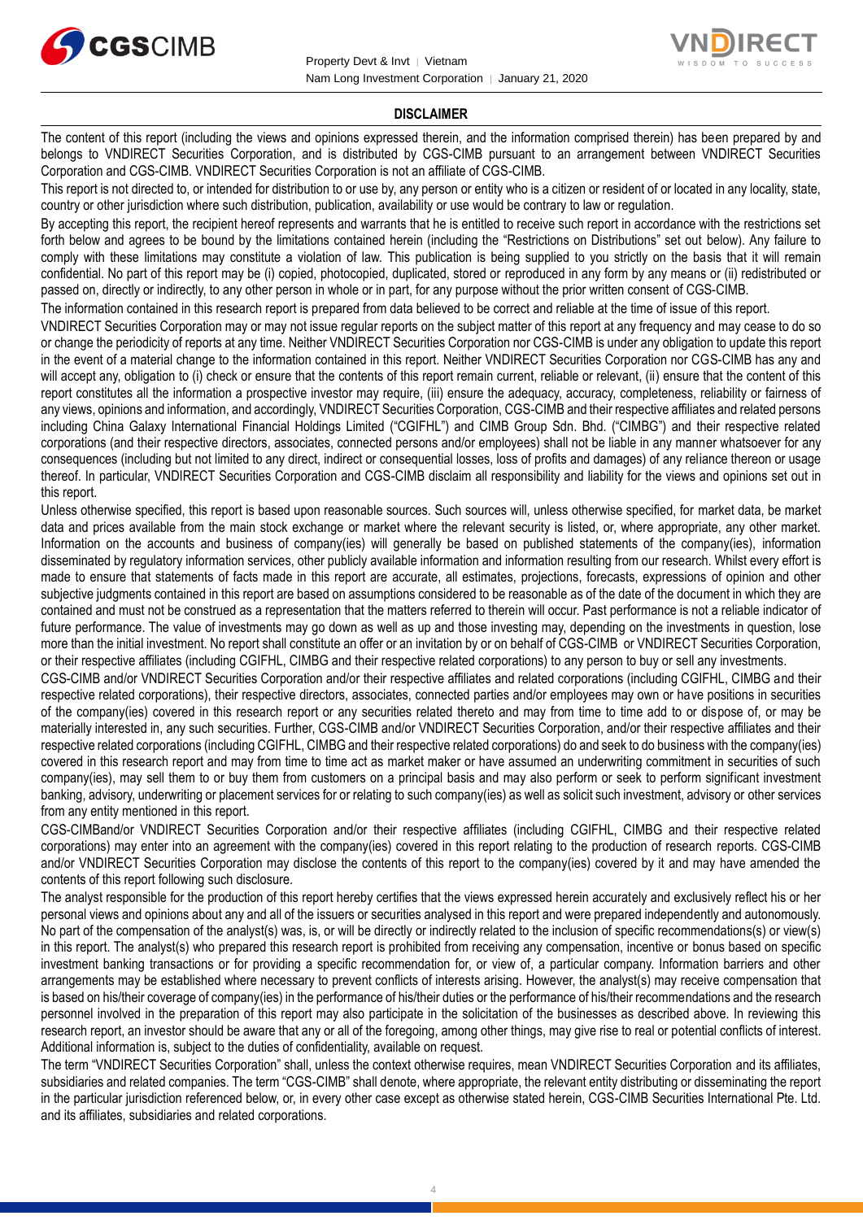## DISCLAIMER

The content of this report (including the views and opinions expressed therein, and the information comprised therein) has been prepared by and belongs to VNDIRECT Securities Corporation, and is distributed by CGS-CIMB pursuant to an arrangement between VNDIRECT Securities Corporation and CGS-CIMB. VNDIRECT Securities Corporation is not an affiliate of CGS-CIMB.

This report is not directed to, or intended for distribution to or use by, any person or entity who is a citizen or resident of or located in any locality, state, country or other jurisdiction where such distribution, publication, availability or use would be contrary to law or regulation.

By accepting this report, the recipient hereof represents and warrants that he is entitled to receive such report in accordance with the restrictions set forth below and agrees to be bound by the limitations contained herein (including the "Restrictions on Distributions" set out below). Any failure to comply with these limitations may constitute a violation of law. This publication is being supplied to you strictly on the basis that it will remain confidential. No part of this report may be (i) copied, photocopied, duplicated, stored or reproduced in any form by any means or (ii) redistributed or passed on, directly or indirectly, to any other person in whole or in part, for any purpose without the prior written consent of CGS-CIMB.

The information contained in this research report is prepared from data believed to be correct and reliable at the time of issue of this report.

VNDIRECT Securities Corporation may or may not issue regular reports on the subject matter of this report at any frequency and may cease to do so or change the periodicity of reports at any time. Neither VNDIRECT Securities Corporation nor CGS-CIMB is under any obligation to update this report in the event of a material change to the information contained in this report. Neither VNDIRECT Securities Corporation nor CGS-CIMB has any and will accept any, obligation to (i) check or ensure that the contents of this report remain current, reliable or relevant, (ii) ensure that the content of this report constitutes all the information a prospective investor may require, (iii) ensure the adequacy, accuracy, completeness, reliability or fairness of any views, opinions and information, and accordingly, VNDIRECT Securities Corporation, CGS-CIMB and their respective affiliates and related persons including China Galaxy International Financial Holdings Limited ("CGIFHL") and CIMB Group Sdn. Bhd. ("CIMBG") and their respective related corporations (and their respective directors, associates, connected persons and/or employees) shall not be liable in any manner whatsoever for any consequences (including but not limited to any direct, indirect or consequential losses, loss of profits and damages) of any reliance thereon or usage thereof. In particular, VNDIRECT Securities Corporation and CGS-CIMB disclaim all responsibility and liability for the views and opinions set out in this report.

Unless otherwise specified, this report is based upon reasonable sources. Such sources will, unless otherwise specified, for market data, be market data and prices available from the main stock exchange or market where the relevant security is listed, or, where appropriate, any other market. Information on the accounts and business of company(ies) will generally be based on published statements of the company(ies), information disseminated by regulatory information services, other publicly available information and information resulting from our research. Whilst every effort is made to ensure that statements of facts made in this report are accurate, all estimates, projections, forecasts, expressions of opinion and other subjective judgments contained in this report are based on assumptions considered to be reasonable as of the date of the document in which they are contained and must not be construed as a representation that the matters referred to therein will occur. Past performance is not a reliable indicator of future performance. The value of investments may go down as well as up and those investing may, depending on the investments in question, lose more than the initial investment. No report shall constitute an offer or an invitation by or on behalf of CGS-CIMB or VNDIRECT Securities Corporation, or their respective affiliates (including CGIFHL, CIMBG and their respective related corporations) to any person to buy or sell any investments.

CGS-CIMB and/or VNDIRECT Securities Corporation and/or their respective affiliates and related corporations (including CGIFHL, CIMBG and their respective related corporations), their respective directors, associates, connected parties and/or employees may own or have positions in securities of the company(ies) covered in this research report or any securities related thereto and may from time to time add to or dispose of, or may be materially interested in, any such securities. Further, CGS-CIMB and/or VNDIRECT Securities Corporation, and/or their respective affiliates and their respective related corporations (including CGIFHL, CIMBG and their respective related corporations) do and seek to do business with the company(ies) covered in this research report and may from time to time act as market maker or have assumed an underwriting commitment in securities of such company(ies), may sell them to or buy them from customers on a principal basis and may also perform or seek to perform significant investment banking, advisory, underwriting or placement services for or relating to such company(ies) as well as solicit such investment, advisory or other services from any entity mentioned in this report.

CGS-CIMBand/or VNDIRECT Securities Corporation and/or their respective affiliates (including CGIFHL, CIMBG and their respective related corporations) may enter into an agreement with the company(ies) covered in this report relating to the production of research reports. CGS-CIMB and/or VNDIRECT Securities Corporation may disclose the contents of this report to the company(ies) covered by it and may have amended the contents of this report following such disclosure.

The analyst responsible for the production of this report hereby certifies that the views expressed herein accurately and exclusively reflect his or her personal views and opinions about any and all of the issuers or securities analysed in this report and were prepared independently and autonomously. No part of the compensation of the analyst(s) was, is, or will be directly or indirectly related to the inclusion of specific recommendations(s) or view(s) in this report. The analyst(s) who prepared this research report is prohibited from receiving any compensation, incentive or bonus based on specific investment banking transactions or for providing a specific recommendation for, or view of, a particular company. Information barriers and other arrangements may be established where necessary to prevent conflicts of interests arising. However, the analyst(s) may receive compensation that is based on his/their coverage of company(ies) in the performance of his/their duties or the performance of his/their recommendations and the research personnel involved in the preparation of this report may also participate in the solicitation of the businesses as described above. In reviewing this research report, an investor should be aware that any or all of the foregoing, among other things, may give rise to real or potential conflicts of interest. Additional information is, subject to the duties of confidentiality, available on request.

The term "VNDIRECT Securities Corporation" shall, unless the context otherwise requires, mean VNDIRECT Securities Corporation and its affiliates, subsidiaries and related companies. The term "CGS-CIMB" shall denote, where appropriate, the relevant entity distributing or disseminating the report in the particular jurisdiction referenced below, or, in every other case except as otherwise stated herein, CGS-CIMB Securities International Pte. Ltd. and its affiliates, subsidiaries and related corporations.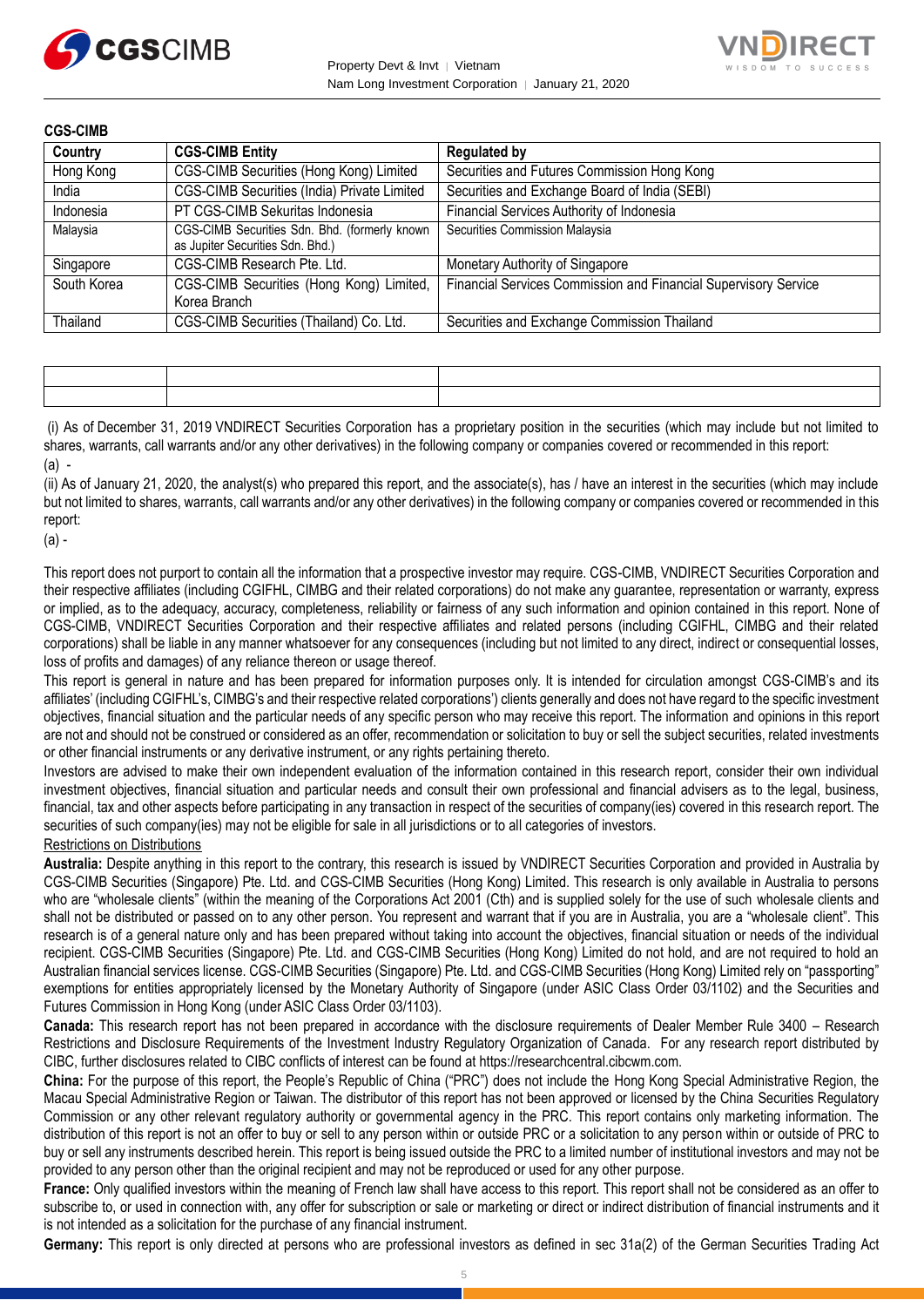**CGS-CIMB**

| Country | CGS-CIMB Entity | Regulated by |
|---|---|---|
| Hong Kong | CGS-CIMB Securities (Hong Kong) Limited | Securities and Futures Commission Hong Kong |
| India | CGS-CIMB Securities (India) Private Limited | Securities and Exchange Board of India (SEBI) |
| Indonesia | PT CGS-CIMB Sekuritas Indonesia | Financial Services Authority of Indonesia |
| Malaysia | CGS-CIMB Securities Sdn. Bhd. (formerly known as Jupiter Securities Sdn. Bhd.) | Securities Commission Malaysia |
| Singapore | CGS-CIMB Research Pte. Ltd. | Monetary Authority of Singapore |
| South Korea | CGS-CIMB Securities (Hong Kong) Limited, Korea Branch | Financial Services Commission and Financial Supervisory Service |
| Thailand | CGS-CIMB Securities (Thailand) Co. Ltd. | Securities and Exchange Commission Thailand |

| | | |
|---|---|---|
| | | |

(i) As of December 31, 2019 VNDIRECT Securities Corporation has a proprietary position in the securities (which may include but not limited to shares, warrants, call warrants and/or any other derivatives) in the following company or companies covered or recommended in this report:

(a) -

(ii) As of January 21, 2020, the analyst(s) who prepared this report, and the associate(s), has / have an interest in the securities (which may include but not limited to shares, warrants, call warrants and/or any other derivatives) in the following company or companies covered or recommended in this report:

(a) -

This report does not purport to contain all the information that a prospective investor may require. CGS-CIMB, VNDIRECT Securities Corporation and their respective affiliates (including CGIFHL, CIMBG and their related corporations) do not make any guarantee, representation or warranty, express or implied, as to the adequacy, accuracy, completeness, reliability or fairness of any such information and opinion contained in this report. None of CGS-CIMB, VNDIRECT Securities Corporation and their respective affiliates and related persons (including CGIFHL, CIMBG and their related corporations) shall be liable in any manner whatsoever for any consequences (including but not limited to any direct, indirect or consequential losses, loss of profits and damages) of any reliance thereon or usage thereof.

This report is general in nature and has been prepared for information purposes only. It is intended for circulation amongst CGS-CIMB's and its affiliates' (including CGIFHL's, CIMBG's and their respective related corporations') clients generally and does not have regard to the specific investment objectives, financial situation and the particular needs of any specific person who may receive this report. The information and opinions in this report are not and should not be construed or considered as an offer, recommendation or solicitation to buy or sell the subject securities, related investments or other financial instruments or any derivative instrument, or any rights pertaining thereto.

Investors are advised to make their own independent evaluation of the information contained in this research report, consider their own individual investment objectives, financial situation and particular needs and consult their own professional and financial advisers as to the legal, business, financial, tax and other aspects before participating in any transaction in respect of the securities of company(ies) covered in this research report. The securities of such company(ies) may not be eligible for sale in all jurisdictions or to all categories of investors.

Restrictions on Distributions

**Australia:** Despite anything in this report to the contrary, this research is issued by VNDIRECT Securities Corporation and provided in Australia by CGS-CIMB Securities (Singapore) Pte. Ltd. and CGS-CIMB Securities (Hong Kong) Limited. This research is only available in Australia to persons who are "wholesale clients" (within the meaning of the Corporations Act 2001 (Cth) and is supplied solely for the use of such wholesale clients and shall not be distributed or passed on to any other person. You represent and warrant that if you are in Australia, you are a "wholesale client". This research is of a general nature only and has been prepared without taking into account the objectives, financial situation or needs of the individual recipient. CGS-CIMB Securities (Singapore) Pte. Ltd. and CGS-CIMB Securities (Hong Kong) Limited do not hold, and are not required to hold an Australian financial services license. CGS-CIMB Securities (Singapore) Pte. Ltd. and CGS-CIMB Securities (Hong Kong) Limited rely on "passporting" exemptions for entities appropriately licensed by the Monetary Authority of Singapore (under ASIC Class Order 03/1102) and the Securities and Futures Commission in Hong Kong (under ASIC Class Order 03/1103).

**Canada:** This research report has not been prepared in accordance with the disclosure requirements of Dealer Member Rule 3400 – Research Restrictions and Disclosure Requirements of the Investment Industry Regulatory Organization of Canada. For any research report distributed by CIBC, further disclosures related to CIBC conflicts of interest can be found at https://researchcentral.cibcwm.com.

**China:** For the purpose of this report, the People's Republic of China ("PRC") does not include the Hong Kong Special Administrative Region, the Macau Special Administrative Region or Taiwan. The distributor of this report has not been approved or licensed by the China Securities Regulatory Commission or any other relevant regulatory authority or governmental agency in the PRC. This report contains only marketing information. The distribution of this report is not an offer to buy or sell to any person within or outside PRC or a solicitation to any person within or outside of PRC to buy or sell any instruments described herein. This report is being issued outside the PRC to a limited number of institutional investors and may not be provided to any person other than the original recipient and may not be reproduced or used for any other purpose.

**France:** Only qualified investors within the meaning of French law shall have access to this report. This report shall not be considered as an offer to subscribe to, or used in connection with, any offer for subscription or sale or marketing or direct or indirect distribution of financial instruments and it is not intended as a solicitation for the purchase of any financial instrument.

**Germany:** This report is only directed at persons who are professional investors as defined in sec 31a(2) of the German Securities Trading Act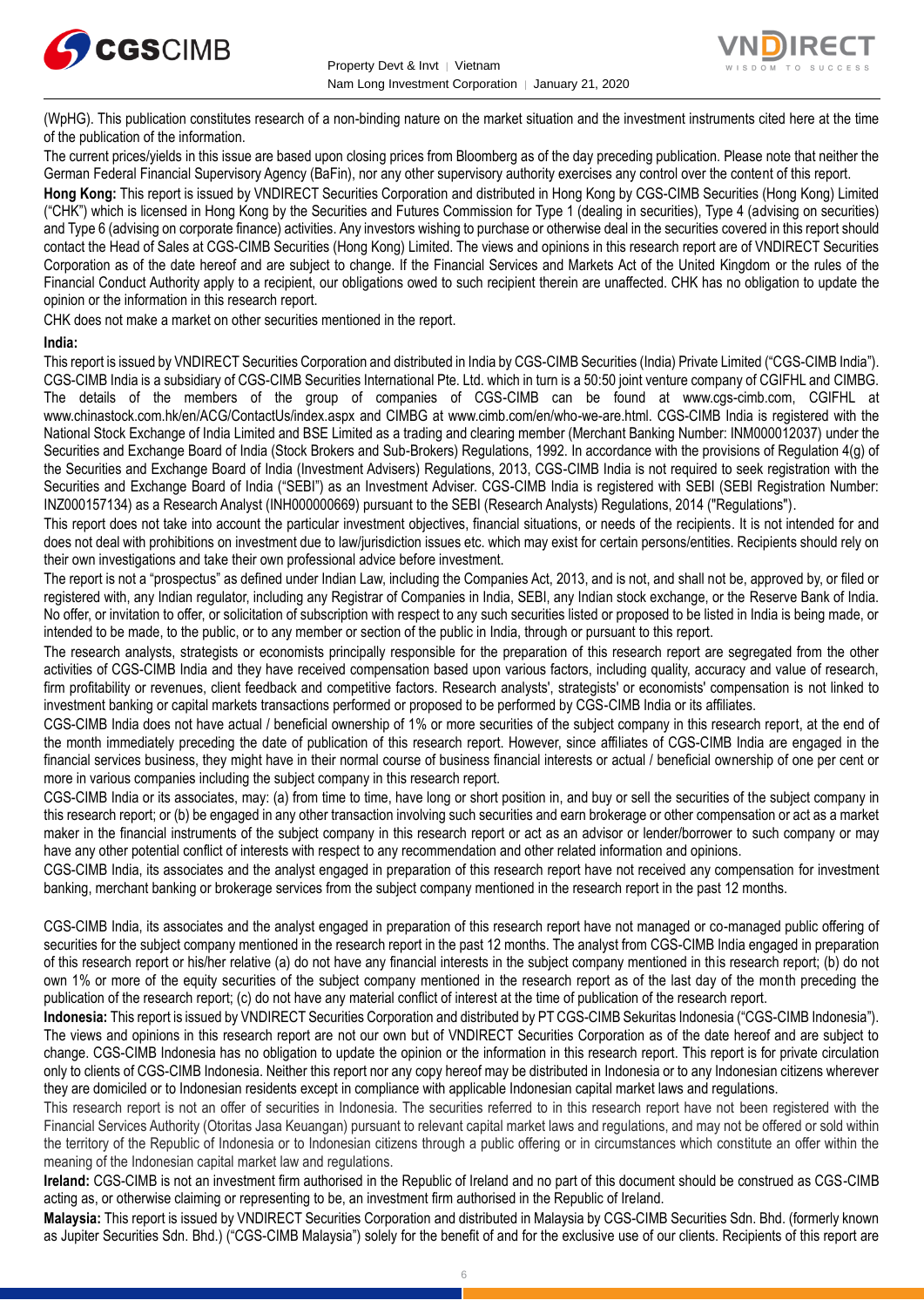(WpHG). This publication constitutes research of a non-binding nature on the market situation and the investment instruments cited here at the time of the publication of the information.

The current prices/yields in this issue are based upon closing prices from Bloomberg as of the day preceding publication. Please note that neither the German Federal Financial Supervisory Agency (BaFin), nor any other supervisory authority exercises any control over the content of this report.

**Hong Kong:** This report is issued by VNDIRECT Securities Corporation and distributed in Hong Kong by CGS-CIMB Securities (Hong Kong) Limited ("CHK") which is licensed in Hong Kong by the Securities and Futures Commission for Type 1 (dealing in securities), Type 4 (advising on securities) and Type 6 (advising on corporate finance) activities. Any investors wishing to purchase or otherwise deal in the securities covered in this report should contact the Head of Sales at CGS-CIMB Securities (Hong Kong) Limited. The views and opinions in this research report are of VNDIRECT Securities Corporation as of the date hereof and are subject to change. If the Financial Services and Markets Act of the United Kingdom or the rules of the Financial Conduct Authority apply to a recipient, our obligations owed to such recipient therein are unaffected. CHK has no obligation to update the opinion or the information in this research report.

CHK does not make a market on other securities mentioned in the report.

**India:**

This report is issued by VNDIRECT Securities Corporation and distributed in India by CGS-CIMB Securities (India) Private Limited ("CGS-CIMB India"). CGS-CIMB India is a subsidiary of CGS-CIMB Securities International Pte. Ltd. which in turn is a 50:50 joint venture company of CGIFHL and CIMBG. The details of the members of the group of companies of CGS-CIMB can be found at www.cgs-cimb.com, CGIFHL at www.chinastock.com.hk/en/ACG/ContactUs/index.aspx and CIMBG at www.cimb.com/en/who-we-are.html. CGS-CIMB India is registered with the National Stock Exchange of India Limited and BSE Limited as a trading and clearing member (Merchant Banking Number: INM000012037) under the Securities and Exchange Board of India (Stock Brokers and Sub-Brokers) Regulations, 1992. In accordance with the provisions of Regulation 4(g) of the Securities and Exchange Board of India (Investment Advisers) Regulations, 2013, CGS-CIMB India is not required to seek registration with the Securities and Exchange Board of India ("SEBI") as an Investment Adviser. CGS-CIMB India is registered with SEBI (SEBI Registration Number: INZ000157134) as a Research Analyst (INH000000669) pursuant to the SEBI (Research Analysts) Regulations, 2014 ("Regulations").

This report does not take into account the particular investment objectives, financial situations, or needs of the recipients. It is not intended for and does not deal with prohibitions on investment due to law/jurisdiction issues etc. which may exist for certain persons/entities. Recipients should rely on their own investigations and take their own professional advice before investment.

The report is not a "prospectus" as defined under Indian Law, including the Companies Act, 2013, and is not, and shall not be, approved by, or filed or registered with, any Indian regulator, including any Registrar of Companies in India, SEBI, any Indian stock exchange, or the Reserve Bank of India. No offer, or invitation to offer, or solicitation of subscription with respect to any such securities listed or proposed to be listed in India is being made, or intended to be made, to the public, or to any member or section of the public in India, through or pursuant to this report.

The research analysts, strategists or economists principally responsible for the preparation of this research report are segregated from the other activities of CGS-CIMB India and they have received compensation based upon various factors, including quality, accuracy and value of research, firm profitability or revenues, client feedback and competitive factors. Research analysts', strategists' or economists' compensation is not linked to investment banking or capital markets transactions performed or proposed to be performed by CGS-CIMB India or its affiliates.

CGS-CIMB India does not have actual / beneficial ownership of 1% or more securities of the subject company in this research report, at the end of the month immediately preceding the date of publication of this research report. However, since affiliates of CGS-CIMB India are engaged in the financial services business, they might have in their normal course of business financial interests or actual / beneficial ownership of one per cent or more in various companies including the subject company in this research report.

CGS-CIMB India or its associates, may: (a) from time to time, have long or short position in, and buy or sell the securities of the subject company in this research report; or (b) be engaged in any other transaction involving such securities and earn brokerage or other compensation or act as a market maker in the financial instruments of the subject company in this research report or act as an advisor or lender/borrower to such company or may have any other potential conflict of interests with respect to any recommendation and other related information and opinions.

CGS-CIMB India, its associates and the analyst engaged in preparation of this research report have not received any compensation for investment banking, merchant banking or brokerage services from the subject company mentioned in the research report in the past 12 months.

CGS-CIMB India, its associates and the analyst engaged in preparation of this research report have not managed or co-managed public offering of securities for the subject company mentioned in the research report in the past 12 months. The analyst from CGS-CIMB India engaged in preparation of this research report or his/her relative (a) do not have any financial interests in the subject company mentioned in this research report; (b) do not own 1% or more of the equity securities of the subject company mentioned in the research report as of the last day of the month preceding the publication of the research report; (c) do not have any material conflict of interest at the time of publication of the research report.

**Indonesia:** This report is issued by VNDIRECT Securities Corporation and distributed by PT CGS-CIMB Sekuritas Indonesia ("CGS-CIMB Indonesia"). The views and opinions in this research report are not our own but of VNDIRECT Securities Corporation as of the date hereof and are subject to change. CGS-CIMB Indonesia has no obligation to update the opinion or the information in this research report. This report is for private circulation only to clients of CGS-CIMB Indonesia. Neither this report nor any copy hereof may be distributed in Indonesia or to any Indonesian citizens wherever they are domiciled or to Indonesian residents except in compliance with applicable Indonesian capital market laws and regulations.

This research report is not an offer of securities in Indonesia. The securities referred to in this research report have not been registered with the Financial Services Authority (Otoritas Jasa Keuangan) pursuant to relevant capital market laws and regulations, and may not be offered or sold within the territory of the Republic of Indonesia or to Indonesian citizens through a public offering or in circumstances which constitute an offer within the meaning of the Indonesian capital market law and regulations.

**Ireland:** CGS-CIMB is not an investment firm authorised in the Republic of Ireland and no part of this document should be construed as CGS-CIMB acting as, or otherwise claiming or representing to be, an investment firm authorised in the Republic of Ireland.

**Malaysia:** This report is issued by VNDIRECT Securities Corporation and distributed in Malaysia by CGS-CIMB Securities Sdn. Bhd. (formerly known as Jupiter Securities Sdn. Bhd.) ("CGS-CIMB Malaysia") solely for the benefit of and for the exclusive use of our clients. Recipients of this report are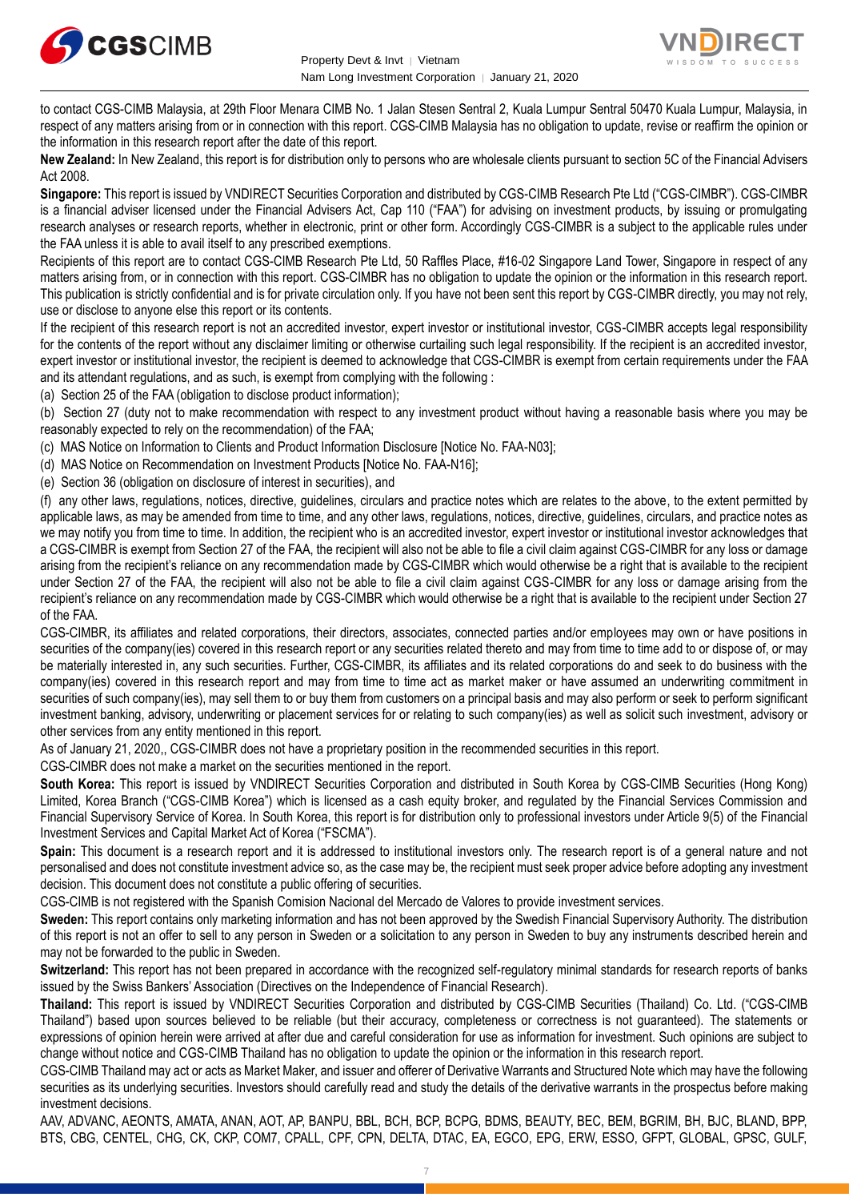to contact CGS-CIMB Malaysia, at 29th Floor Menara CIMB No. 1 Jalan Stesen Sentral 2, Kuala Lumpur Sentral 50470 Kuala Lumpur, Malaysia, in respect of any matters arising from or in connection with this report. CGS-CIMB Malaysia has no obligation to update, revise or reaffirm the opinion or the information in this research report after the date of this report.

**New Zealand:** In New Zealand, this report is for distribution only to persons who are wholesale clients pursuant to section 5C of the Financial Advisers Act 2008.

**Singapore:** This report is issued by VNDIRECT Securities Corporation and distributed by CGS-CIMB Research Pte Ltd ("CGS-CIMBR"). CGS-CIMBR is a financial adviser licensed under the Financial Advisers Act, Cap 110 ("FAA") for advising on investment products, by issuing or promulgating research analyses or research reports, whether in electronic, print or other form. Accordingly CGS-CIMBR is a subject to the applicable rules under the FAA unless it is able to avail itself to any prescribed exemptions.

Recipients of this report are to contact CGS-CIMB Research Pte Ltd, 50 Raffles Place, #16-02 Singapore Land Tower, Singapore in respect of any matters arising from, or in connection with this report. CGS-CIMBR has no obligation to update the opinion or the information in this research report. This publication is strictly confidential and is for private circulation only. If you have not been sent this report by CGS-CIMBR directly, you may not rely, use or disclose to anyone else this report or its contents.

If the recipient of this research report is not an accredited investor, expert investor or institutional investor, CGS-CIMBR accepts legal responsibility for the contents of the report without any disclaimer limiting or otherwise curtailing such legal responsibility. If the recipient is an accredited investor, expert investor or institutional investor, the recipient is deemed to acknowledge that CGS-CIMBR is exempt from certain requirements under the FAA and its attendant regulations, and as such, is exempt from complying with the following :

(a) Section 25 of the FAA (obligation to disclose product information);

(b) Section 27 (duty not to make recommendation with respect to any investment product without having a reasonable basis where you may be reasonably expected to rely on the recommendation) of the FAA;

(c) MAS Notice on Information to Clients and Product Information Disclosure [Notice No. FAA-N03];

(d) MAS Notice on Recommendation on Investment Products [Notice No. FAA-N16];

(e) Section 36 (obligation on disclosure of interest in securities), and

(f) any other laws, regulations, notices, directive, guidelines, circulars and practice notes which are relates to the above, to the extent permitted by applicable laws, as may be amended from time to time, and any other laws, regulations, notices, directive, guidelines, circulars, and practice notes as we may notify you from time to time. In addition, the recipient who is an accredited investor, expert investor or institutional investor acknowledges that a CGS-CIMBR is exempt from Section 27 of the FAA, the recipient will also not be able to file a civil claim against CGS-CIMBR for any loss or damage arising from the recipient's reliance on any recommendation made by CGS-CIMBR which would otherwise be a right that is available to the recipient under Section 27 of the FAA, the recipient will also not be able to file a civil claim against CGS-CIMBR for any loss or damage arising from the recipient's reliance on any recommendation made by CGS-CIMBR which would otherwise be a right that is available to the recipient under Section 27 of the FAA.

CGS-CIMBR, its affiliates and related corporations, their directors, associates, connected parties and/or employees may own or have positions in securities of the company(ies) covered in this research report or any securities related thereto and may from time to time add to or dispose of, or may be materially interested in, any such securities. Further, CGS-CIMBR, its affiliates and its related corporations do and seek to do business with the company(ies) covered in this research report and may from time to time act as market maker or have assumed an underwriting commitment in securities of such company(ies), may sell them to or buy them from customers on a principal basis and may also perform or seek to perform significant investment banking, advisory, underwriting or placement services for or relating to such company(ies) as well as solicit such investment, advisory or other services from any entity mentioned in this report.

As of January 21, 2020,, CGS-CIMBR does not have a proprietary position in the recommended securities in this report.

CGS-CIMBR does not make a market on the securities mentioned in the report.

**South Korea:** This report is issued by VNDIRECT Securities Corporation and distributed in South Korea by CGS-CIMB Securities (Hong Kong) Limited, Korea Branch ("CGS-CIMB Korea") which is licensed as a cash equity broker, and regulated by the Financial Services Commission and Financial Supervisory Service of Korea. In South Korea, this report is for distribution only to professional investors under Article 9(5) of the Financial Investment Services and Capital Market Act of Korea ("FSCMA").

**Spain:** This document is a research report and it is addressed to institutional investors only. The research report is of a general nature and not personalised and does not constitute investment advice so, as the case may be, the recipient must seek proper advice before adopting any investment decision. This document does not constitute a public offering of securities.

CGS-CIMB is not registered with the Spanish Comision Nacional del Mercado de Valores to provide investment services.

**Sweden:** This report contains only marketing information and has not been approved by the Swedish Financial Supervisory Authority. The distribution of this report is not an offer to sell to any person in Sweden or a solicitation to any person in Sweden to buy any instruments described herein and may not be forwarded to the public in Sweden.

**Switzerland:** This report has not been prepared in accordance with the recognized self-regulatory minimal standards for research reports of banks issued by the Swiss Bankers' Association (Directives on the Independence of Financial Research).

**Thailand:** This report is issued by VNDIRECT Securities Corporation and distributed by CGS-CIMB Securities (Thailand) Co. Ltd. ("CGS-CIMB Thailand") based upon sources believed to be reliable (but their accuracy, completeness or correctness is not guaranteed). The statements or expressions of opinion herein were arrived at after due and careful consideration for use as information for investment. Such opinions are subject to change without notice and CGS-CIMB Thailand has no obligation to update the opinion or the information in this research report.

CGS-CIMB Thailand may act or acts as Market Maker, and issuer and offerer of Derivative Warrants and Structured Note which may have the following securities as its underlying securities. Investors should carefully read and study the details of the derivative warrants in the prospectus before making investment decisions.

AAV, ADVANC, AEONTS, AMATA, ANAN, AOT, AP, BANPU, BBL, BCH, BCP, BCPG, BDMS, BEAUTY, BEC, BEM, BGRIM, BH, BJC, BLAND, BPP, BTS, CBG, CENTEL, CHG, CK, CKP, COM7, CPALL, CPF, CPN, DELTA, DTAC, EA, EGCO, EPG, ERW, ESSO, GFPT, GLOBAL, GPSC, GULF,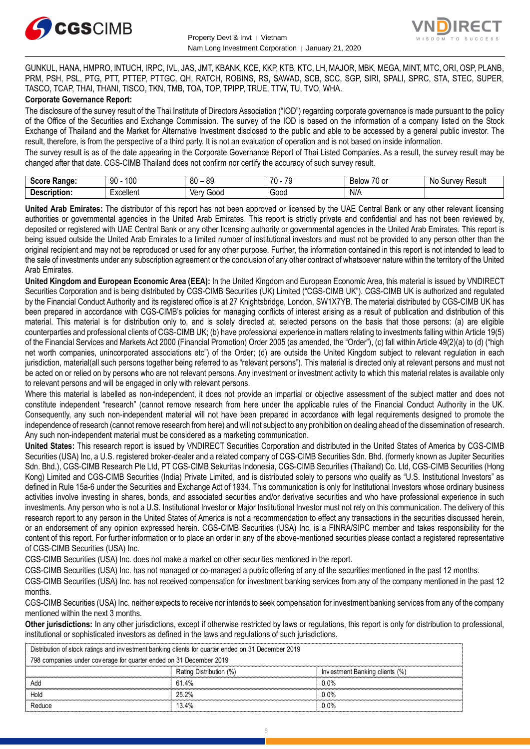GUNKUL, HANA, HMPRO, INTUCH, IRPC, IVL, JAS, JMT, KBANK, KCE, KKP, KTB, KTC, LH, MAJOR, MBK, MEGA, MINT, MTC, ORI, OSP, PLANB, PRM, PSH, PSL, PTG, PTT, PTTEP, PTTGC, QH, RATCH, ROBINS, RS, SAWAD, SCB, SCC, SGP, SIRI, SPALI, SPRC, STA, STEC, SUPER, TASCO, TCAP, THAI, THANI, TISCO, TKN, TMB, TOA, TOP, TPIPP, TRUE, TTW, TU, TVO, WHA.

**Corporate Governance Report:**

The disclosure of the survey result of the Thai Institute of Directors Association ("IOD") regarding corporate governance is made pursuant to the policy of the Office of the Securities and Exchange Commission. The survey of the IOD is based on the information of a company listed on the Stock Exchange of Thailand and the Market for Alternative Investment disclosed to the public and able to be accessed by a general public investor. The result, therefore, is from the perspective of a third party. It is not an evaluation of operation and is not based on inside information.

The survey result is as of the date appearing in the Corporate Governance Report of Thai Listed Companies. As a result, the survey result may be changed after that date. CGS-CIMB Thailand does not confirm nor certify the accuracy of such survey result.

| **Score Range:** | 90 - 100 | 80 – 89 | 70 - 79 | Below 70 or | No Survey Result |
|---|---|---|---|---|---|
| **Description:** | Excellent | Very Good | Good | N/A | |

**United Arab Emirates:** The distributor of this report has not been approved or licensed by the UAE Central Bank or any other relevant licensing authorities or governmental agencies in the United Arab Emirates. This report is strictly private and confidential and has not been reviewed by, deposited or registered with UAE Central Bank or any other licensing authority or governmental agencies in the United Arab Emirates. This report is being issued outside the United Arab Emirates to a limited number of institutional investors and must not be provided to any person other than the original recipient and may not be reproduced or used for any other purpose. Further, the information contained in this report is not intended to lead to the sale of investments under any subscription agreement or the conclusion of any other contract of whatsoever nature within the territory of the United Arab Emirates.

**United Kingdom and European Economic Area (EEA):** In the United Kingdom and European Economic Area, this material is issued by VNDIRECT Securities Corporation and is being distributed by CGS-CIMB Securities (UK) Limited ("CGS-CIMB UK"). CGS-CIMB UK is authorized and regulated by the Financial Conduct Authority and its registered office is at 27 Knightsbridge, London, SW1X7YB. The material distributed by CGS-CIMB UK has been prepared in accordance with CGS-CIMB's policies for managing conflicts of interest arising as a result of publication and distribution of this material. This material is for distribution only to, and is solely directed at, selected persons on the basis that those persons: (a) are eligible counterparties and professional clients of CGS-CIMB UK; (b) have professional experience in matters relating to investments falling within Article 19(5) of the Financial Services and Markets Act 2000 (Financial Promotion) Order 2005 (as amended, the "Order"), (c) fall within Article 49(2)(a) to (d) ("high net worth companies, unincorporated associations etc") of the Order; (d) are outside the United Kingdom subject to relevant regulation in each jurisdiction, material(all such persons together being referred to as "relevant persons"). This material is directed only at relevant persons and must not be acted on or relied on by persons who are not relevant persons. Any investment or investment activity to which this material relates is available only to relevant persons and will be engaged in only with relevant persons.

Where this material is labelled as non-independent, it does not provide an impartial or objective assessment of the subject matter and does not constitute independent "research" (cannot remove research from here under the applicable rules of the Financial Conduct Authority in the UK. Consequently, any such non-independent material will not have been prepared in accordance with legal requirements designed to promote the independence of research (cannot remove research from here) and will not subject to any prohibition on dealing ahead of the dissemination of research. Any such non-independent material must be considered as a marketing communication.

**United States:** This research report is issued by VNDIRECT Securities Corporation and distributed in the United States of America by CGS-CIMB Securities (USA) Inc, a U.S. registered broker-dealer and a related company of CGS-CIMB Securities Sdn. Bhd. (formerly known as Jupiter Securities Sdn. Bhd.), CGS-CIMB Research Pte Ltd, PT CGS-CIMB Sekuritas Indonesia, CGS-CIMB Securities (Thailand) Co. Ltd, CGS-CIMB Securities (Hong Kong) Limited and CGS-CIMB Securities (India) Private Limited, and is distributed solely to persons who qualify as "U.S. Institutional Investors" as defined in Rule 15a-6 under the Securities and Exchange Act of 1934. This communication is only for Institutional Investors whose ordinary business activities involve investing in shares, bonds, and associated securities and/or derivative securities and who have professional experience in such investments. Any person who is not a U.S. Institutional Investor or Major Institutional Investor must not rely on this communication. The delivery of this research report to any person in the United States of America is not a recommendation to effect any transactions in the securities discussed herein, or an endorsement of any opinion expressed herein. CGS-CIMB Securities (USA) Inc, is a FINRA/SIPC member and takes responsibility for the content of this report. For further information or to place an order in any of the above-mentioned securities please contact a registered representative of CGS-CIMB Securities (USA) Inc.

CGS-CIMB Securities (USA) Inc. does not make a market on other securities mentioned in the report.

CGS-CIMB Securities (USA) Inc. has not managed or co-managed a public offering of any of the securities mentioned in the past 12 months.

CGS-CIMB Securities (USA) Inc. has not received compensation for investment banking services from any of the company mentioned in the past 12 months.

CGS-CIMB Securities (USA) Inc. neither expects to receive nor intends to seek compensation for investment banking services from any of the company mentioned within the next 3 months.

**Other jurisdictions:** In any other jurisdictions, except if otherwise restricted by laws or regulations, this report is only for distribution to professional, institutional or sophisticated investors as defined in the laws and regulations of such jurisdictions.

Distribution of stock ratings and investment banking clients for quarter ended on 31 December 2019

798 companies under coverage for quarter ended on 31 December 2019

| | Rating Distribution (%) | Investment Banking clients (%) |
|---|---|---|
| Add | 61.4% | 0.0% |
| Hold | 25.2% | 0.0% |
| Reduce | 13.4% | 0.0% |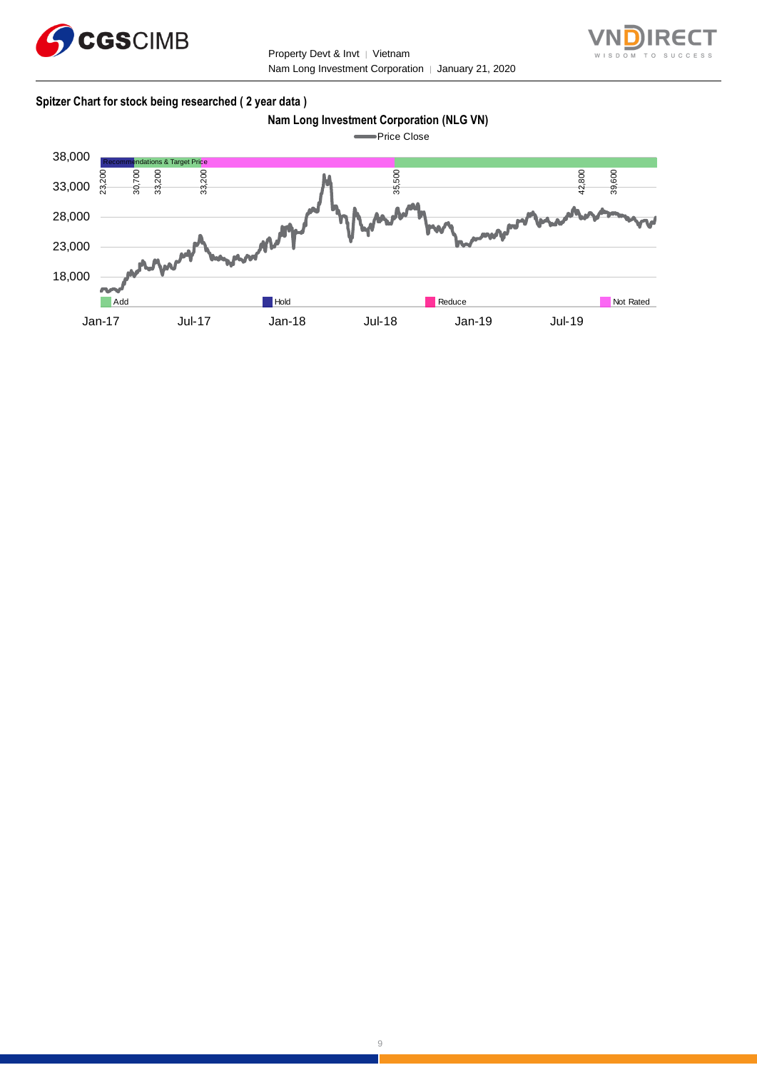**Spitzer Chart for stock being researched ( 2 year data )**

**Nam Long Investment Corporation (NLG VN)**

Price Close

Recommendations & Target Price

23,200 30,700 33,200 33,200 35,500 42,800 39,600

38,000
33,000
28,000
23,000
18,000

Add | Hold | Reduce | Not Rated

Jan-17 Jul-17 Jan-18 Jul-18 Jan-19 Jul-19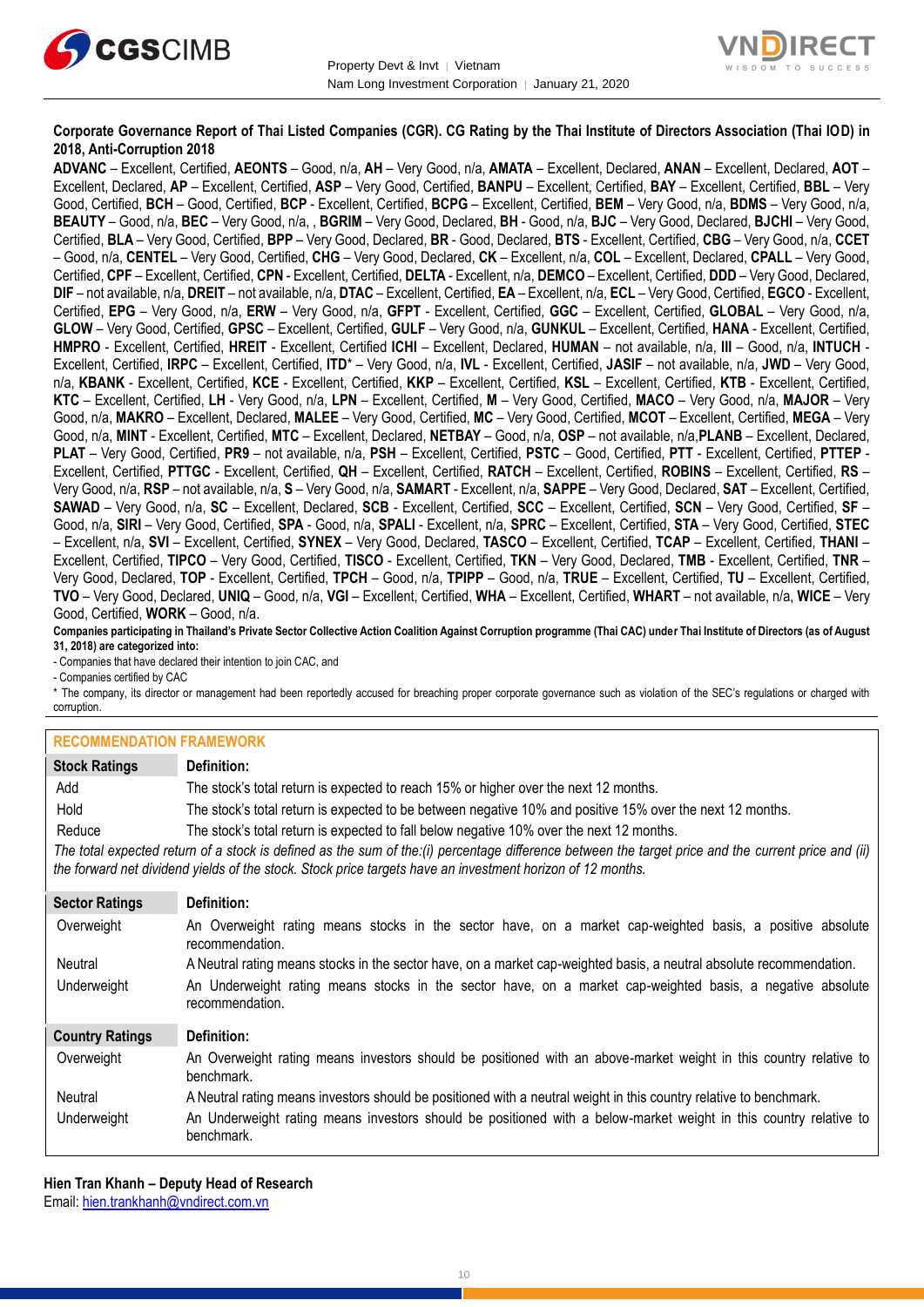**Corporate Governance Report of Thai Listed Companies (CGR). CG Rating by the Thai Institute of Directors Association (Thai IOD) in 2018, Anti-Corruption 2018**

**ADVANC** – Excellent, Certified, **AEONTS** – Good, n/a, **AH** – Very Good, n/a, **AMATA** – Excellent, Declared, **ANAN** – Excellent, Declared, **AOT** – Excellent, Declared, **AP** – Excellent, Certified, **ASP** – Very Good, Certified, **BANPU** – Excellent, Certified, **BAY** – Excellent, Certified, **BBL** – Very Good, Certified, **BCH** – Good, Certified, **BCP** - Excellent, Certified, **BCPG** – Excellent, Certified, **BEM** – Very Good, n/a, **BDMS** – Very Good, n/a, **BEAUTY** – Good, n/a, **BEC** – Very Good, n/a, , **BGRIM** – Very Good, Declared, **BH** - Good, n/a, **BJC** – Very Good, Declared, **BJCHI** – Very Good, Certified, **BLA** – Very Good, Certified, **BPP** – Very Good, Declared, **BR** - Good, Declared, **BTS** - Excellent, Certified, **CBG** – Very Good, n/a, **CCET** – Good, n/a, **CENTEL** – Very Good, Certified, **CHG** – Very Good, Declared, **CK** – Excellent, n/a, **COL** – Excellent, Declared, **CPALL** – Very Good, Certified, **CPF** – Excellent, Certified, **CPN** - Excellent, Certified, **DELTA** - Excellent, n/a, **DEMCO** – Excellent, Certified, **DDD** – Very Good, Declared, **DIF** – not available, n/a, **DREIT** – not available, n/a, **DTAC** – Excellent, Certified, **EA** – Excellent, n/a, **ECL** – Very Good, Certified, **EGCO** - Excellent, Certified, **EPG** – Very Good, n/a, **ERW** – Very Good, n/a, **GFPT** - Excellent, Certified, **GGC** – Excellent, Certified, **GLOBAL** – Very Good, n/a, **GLOW** – Very Good, Certified, **GPSC** – Excellent, Certified, **GULF** – Very Good, n/a, **GUNKUL** – Excellent, Certified, **HANA** - Excellent, Certified, **HMPRO** - Excellent, Certified, **HREIT** - Excellent, Certified **ICHI** – Excellent, Declared, **HUMAN** – not available, n/a, **III** – Good, n/a, **INTUCH** - Excellent, Certified, **IRPC** – Excellent, Certified, **ITD*** – Very Good, n/a, **IVL** - Excellent, Certified, **JASIF** – not available, n/a, **JWD** – Very Good, n/a, **KBANK** - Excellent, Certified, **KCE** - Excellent, Certified, **KKP** – Excellent, Certified, **KSL** – Excellent, Certified, **KTB** - Excellent, Certified, **KTC** – Excellent, Certified, **LH** - Very Good, n/a, **LPN** – Excellent, Certified, **M** – Very Good, Certified, **MACO** – Very Good, n/a, **MAJOR** – Very Good, n/a, **MAKRO** – Excellent, Declared, **MALEE** – Very Good, Certified, **MC** – Very Good, Certified, **MCOT** – Excellent, Certified, **MEGA** – Very Good, n/a, **MINT** - Excellent, Certified, **MTC** – Excellent, Declared, **NETBAY** – Good, n/a, **OSP** – not available, n/a,**PLANB** – Excellent, Declared, **PLAT** – Very Good, Certified, **PR9** – not available, n/a, **PSH** – Excellent, Certified, **PSTC** – Good, Certified, **PTT** - Excellent, Certified, **PTTEP** - Excellent, Certified, **PTTGC** - Excellent, Certified, **QH** – Excellent, Certified, **RATCH** – Excellent, Certified, **ROBINS** – Excellent, Certified, **RS** – Very Good, n/a, **RSP** – not available, n/a, **S** – Very Good, n/a, **SAMART** - Excellent, n/a, **SAPPE** – Very Good, Declared, **SAT** – Excellent, Certified, **SAWAD** – Very Good, n/a, **SC** – Excellent, Declared, **SCB** - Excellent, Certified, **SCC** – Excellent, Certified, **SCN** – Very Good, Certified, **SF** – Good, n/a, **SIRI** – Very Good, Certified, **SPA** - Good, n/a, **SPALI** - Excellent, n/a, **SPRC** – Excellent, Certified, **STA** – Very Good, Certified, **STEC** – Excellent, n/a, **SVI** – Excellent, Certified, **SYNEX** – Very Good, Declared, **TASCO** – Excellent, Certified, **TCAP** – Excellent, Certified, **THANI** – Excellent, Certified, **TIPCO** – Very Good, Certified, **TISCO** - Excellent, Certified, **TKN** – Very Good, Declared, **TMB** - Excellent, Certified, **TNR** – Very Good, Declared, **TOP** - Excellent, Certified, **TPCH** – Good, n/a, **TPIPP** – Good, n/a, **TRUE** – Excellent, Certified, **TU** – Excellent, Certified, **TVO** – Very Good, Declared, **UNIQ** – Good, n/a, **VGI** – Excellent, Certified, **WHA** – Excellent, Certified, **WHART** – not available, n/a, **WICE** – Very Good, Certified, **WORK** – Good, n/a.

**Companies participating in Thailand's Private Sector Collective Action Coalition Against Corruption programme (Thai CAC) under Thai Institute of Directors (as of August 31, 2018) are categorized into:**

- Companies that have declared their intention to join CAC, and
- Companies certified by CAC

\* The company, its director or management had been reportedly accused for breaching proper corporate governance such as violation of the SEC's regulations or charged with corruption.

## RECOMMENDATION FRAMEWORK

| Stock Ratings | Definition: |
|---|---|
| Add | The stock's total return is expected to reach 15% or higher over the next 12 months. |
| Hold | The stock's total return is expected to be between negative 10% and positive 15% over the next 12 months. |
| Reduce | The stock's total return is expected to fall below negative 10% over the next 12 months. |

*The total expected return of a stock is defined as the sum of the:(i) percentage difference between the target price and the current price and (ii) the forward net dividend yields of the stock. Stock price targets have an investment horizon of 12 months.*

| Sector Ratings | Definition: |
|---|---|
| Overweight | An Overweight rating means stocks in the sector have, on a market cap-weighted basis, a positive absolute recommendation. |
| Neutral | A Neutral rating means stocks in the sector have, on a market cap-weighted basis, a neutral absolute recommendation. |
| Underweight | An Underweight rating means stocks in the sector have, on a market cap-weighted basis, a negative absolute recommendation. |

| Country Ratings | Definition: |
|---|---|
| Overweight | An Overweight rating means investors should be positioned with an above-market weight in this country relative to benchmark. |
| Neutral | A Neutral rating means investors should be positioned with a neutral weight in this country relative to benchmark. |
| Underweight | An Underweight rating means investors should be positioned with a below-market weight in this country relative to benchmark. |

**Hien Tran Khanh – Deputy Head of Research**
Email: hien.trankhanh@vndirect.com.vn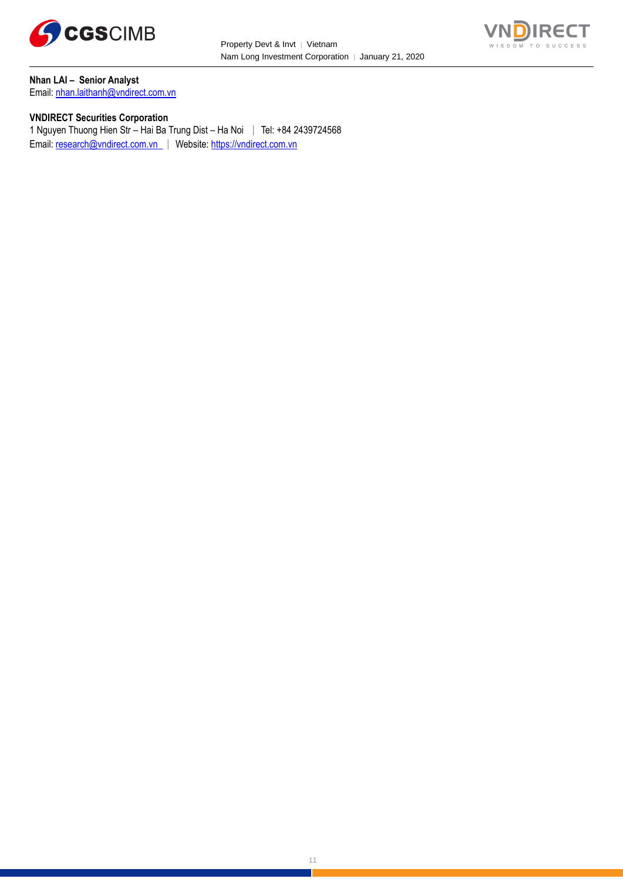**Nhan LAI – Senior Analyst**
Email: nhan.laithanh@vndirect.com.vn

**VNDIRECT Securities Corporation**
1 Nguyen Thuong Hien Str – Hai Ba Trung Dist – Ha Noi | Tel: +84 2439724568
Email: research@vndirect.com.vn | Website: https://vndirect.com.vn